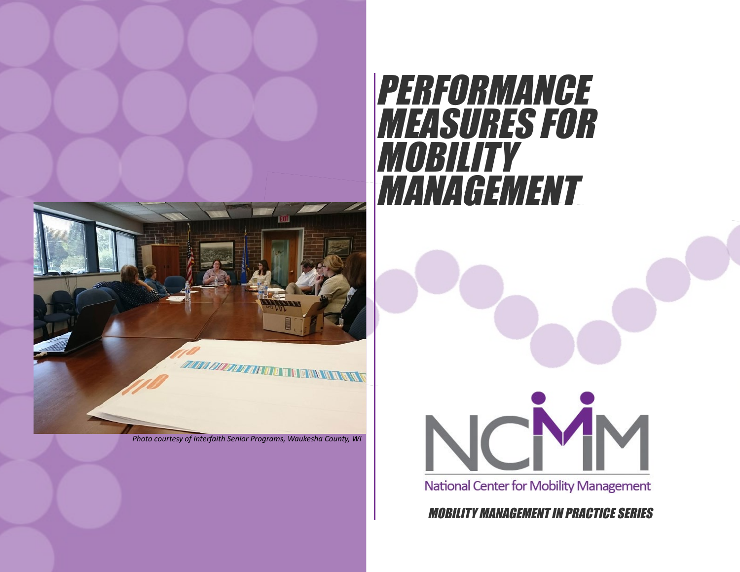# PERFORMANCE MEASURES FOR MOBILITY MANAGEMENT

*Photo courtesy of Interfaith Senior Programs, Waukesha County, WI*

National Center for Mobility Management

*MOBILITY MANAGEMENT IN PRACTICE SERIES*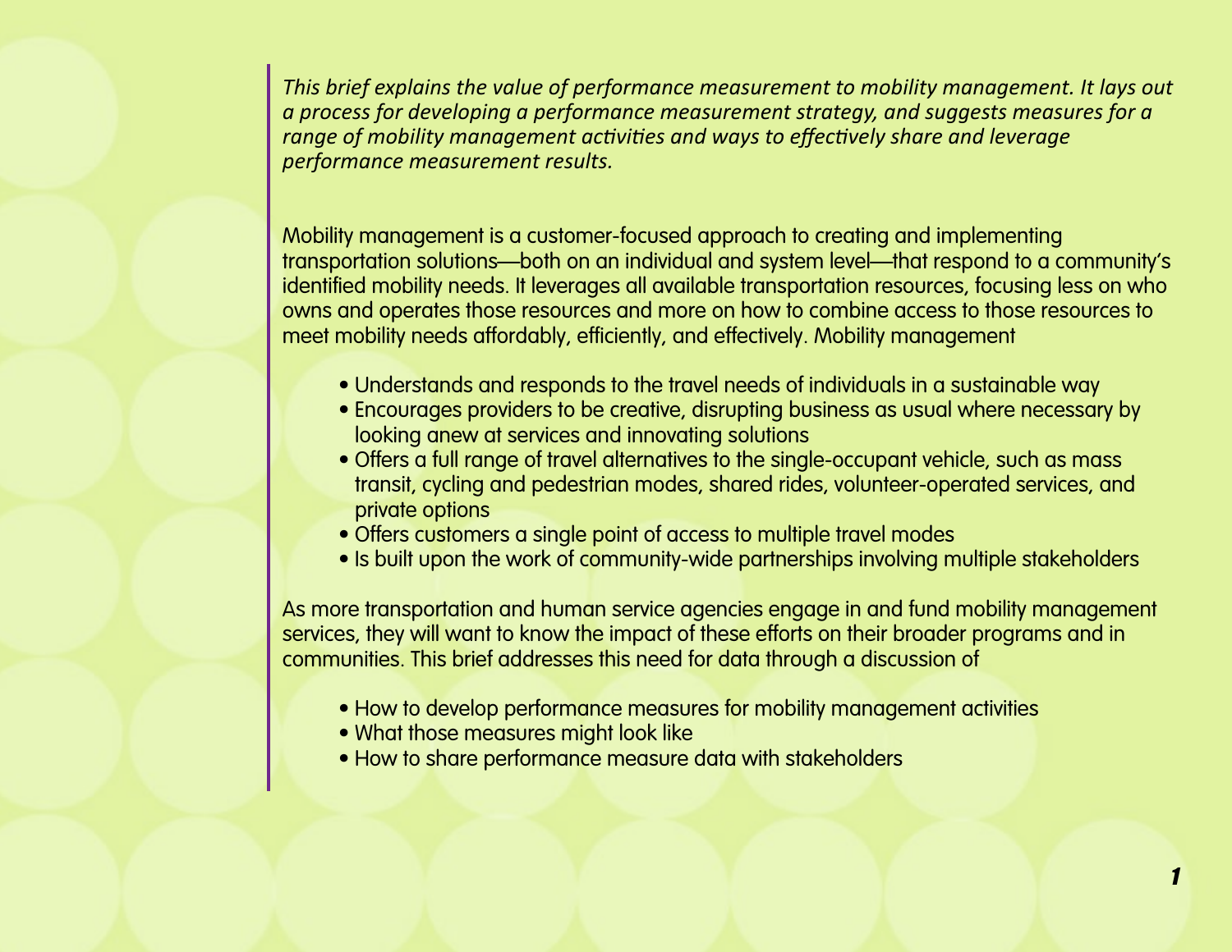*This brief explains the value of performance measurement to mobility management. It lays out a process for developing a performance measurement strategy, and suggests measures for a range of mobility management activities and ways to effectively share and leverage performance measurement results.*

Mobility management is a customer-focused approach to creating and implementing transportation solutions—both on an individual and system level—that respond to a community's identified mobility needs. It leverages all available transportation resources, focusing less on who owns and operates those resources and more on how to combine access to those resources to meet mobility needs affordably, efficiently, and effectively. Mobility management

- Understands and responds to the travel needs of individuals in a sustainable way
- Encourages providers to be creative, disrupting business as usual where necessary by looking anew at services and innovating solutions
- Offers a full range of travel alternatives to the single-occupant vehicle, such as mass transit, cycling and pedestrian modes, shared rides, volunteer-operated services, and private options
- Offers customers a single point of access to multiple travel modes
- Is built upon the work of community-wide partnerships involving multiple stakeholders

As more transportation and human service agencies engage in and fund mobility management services, they will want to know the impact of these efforts on their broader programs and in communities. This brief addresses this need for data through a discussion of

- How to develop performance measures for mobility management activities
- What those measures might look like
- How to share performance measure data with stakeholders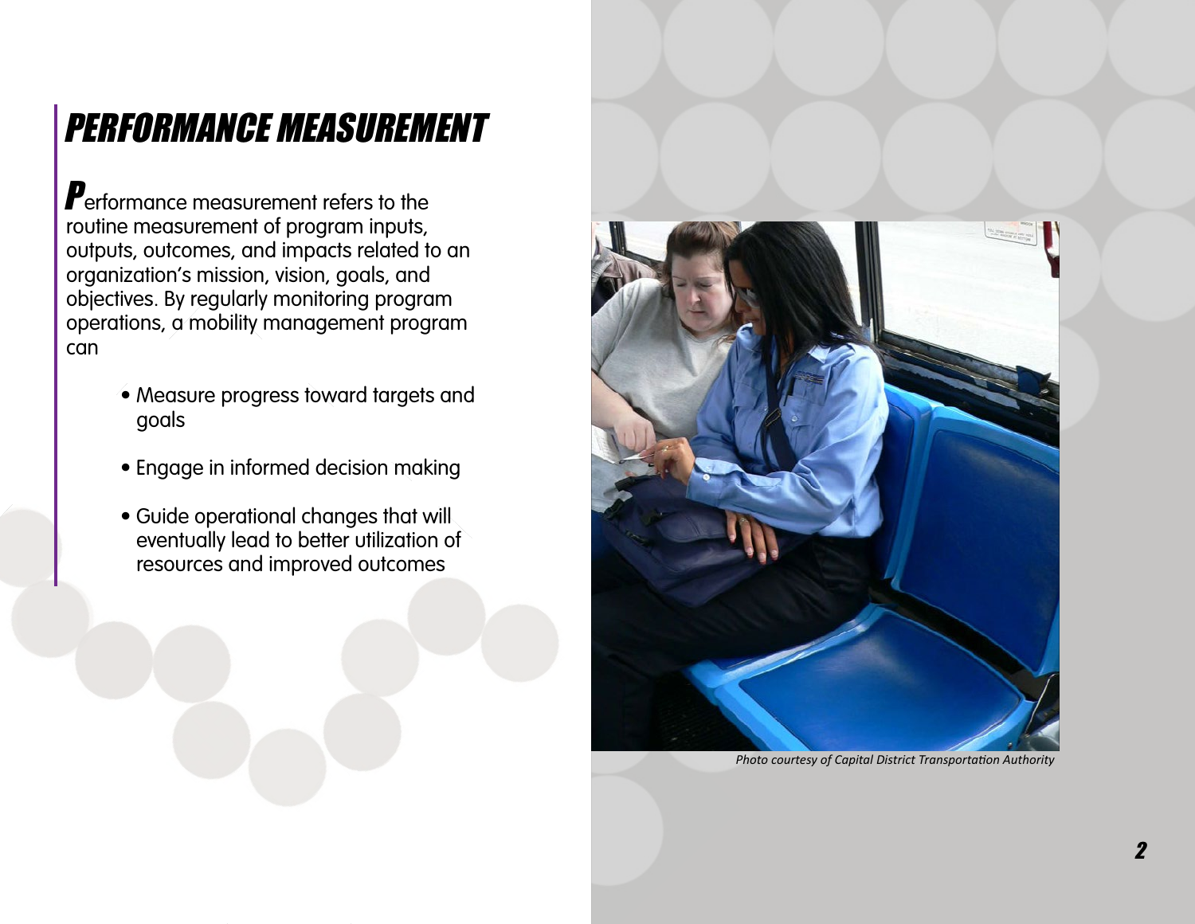# PERFORMANCE MEASUREMENT

Performance measurement refers to the routine measurement of program inputs, outputs, outcomes, and impacts related to an organization's mission, vision, goals, and objectives. By regularly monitoring program operations, a mobility management program can

- Measure progress toward targets and goals
- Engage in informed decision making
- Guide operational changes that will eventually lead to better utilization of resources and improved outcomes

*Photo courtesy of Capital District Transportation Authority*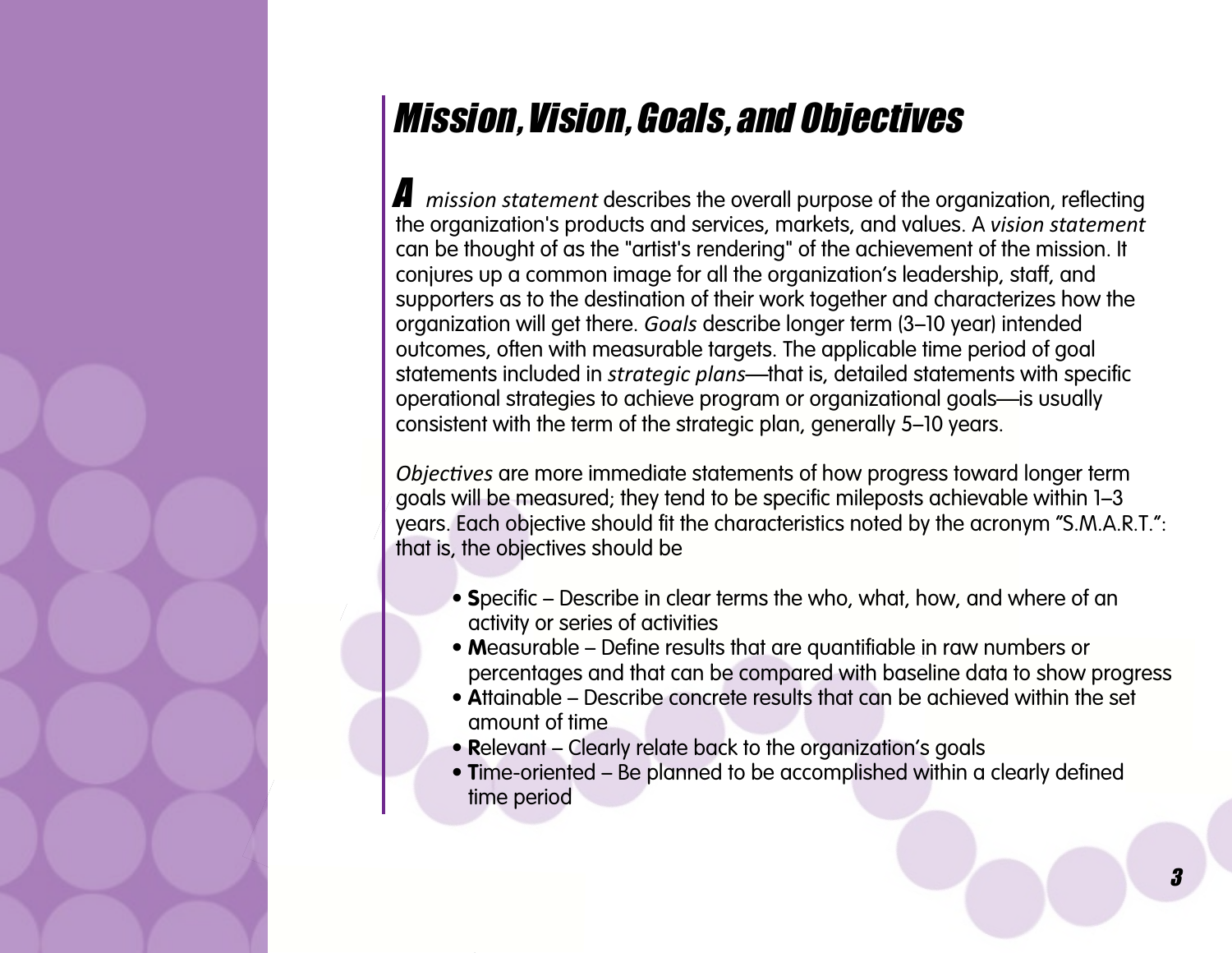# Mission, Vision, Goals, and Objectives

A *mission statement* describes the overall purpose of the organization, reflecting the organization's products and services, markets, and values. A *vision statement* can be thought of as the "artist's rendering" of the achievement of the mission. It conjures up a common image for all the organization's leadership, staff, and supporters as to the destination of their work together and characterizes how the organization will get there. *Goals* describe longer term (3–10 year) intended outcomes, often with measurable targets. The applicable time period of goal statements included in *strategic plans*—that is, detailed statements with specific operational strategies to achieve program or organizational goals—is usually consistent with the term of the strategic plan, generally 5–10 years.

*Objectives* are more immediate statements of how progress toward longer term goals will be measured; they tend to be specific mileposts achievable within 1–3 years. Each objective should fit the characteristics noted by the acronym "S.M.A.R.T.": that is, the objectives should be

- **S**pecific – Describe in clear terms the who, what, how, and where of an activity or series of activities
- **M**easurable – Define results that are quantifiable in raw numbers or percentages and that can be compared with baseline data to show progress
- **A**ttainable – Describe concrete results that can be achieved within the set amount of time
- **R**elevant – Clearly relate back to the organization's goals
- **T**ime-oriented – Be planned to be accomplished within a clearly defined time period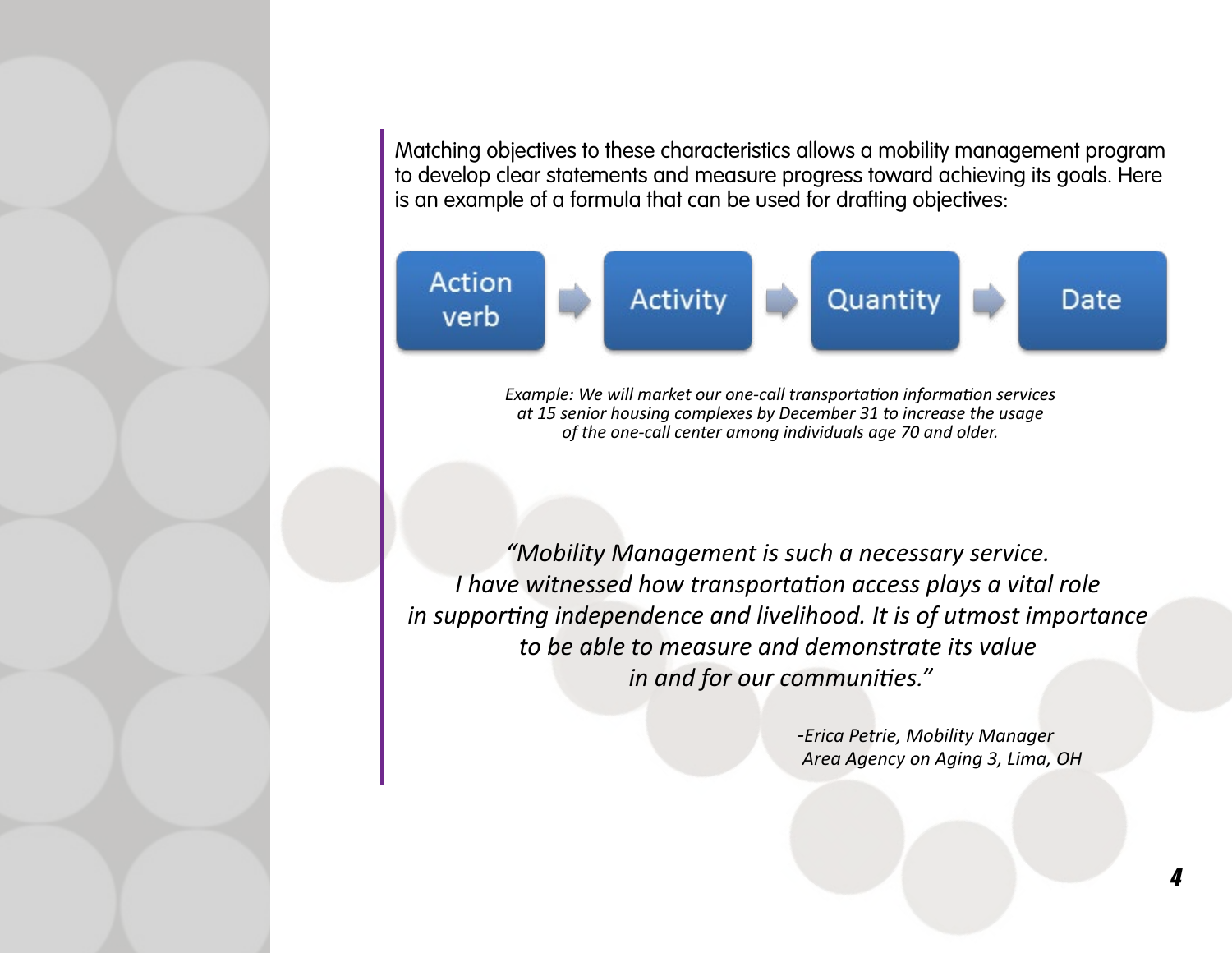Matching objectives to these characteristics allows a mobility management program to develop clear statements and measure progress toward achieving its goals. Here is an example of a formula that can be used for drafting objectives:

Action verb → Activity → Quantity → Date

*Example: We will market our one-call transportation information services at 15 senior housing complexes by December 31 to increase the usage of the one-call center among individuals age 70 and older.*

*"Mobility Management is such a necessary service. I have witnessed how transportation access plays a vital role in supporting independence and livelihood. It is of utmost importance to be able to measure and demonstrate its value in and for our communities."*

*-Erica Petrie, Mobility Manager*
*Area Agency on Aging 3, Lima, OH*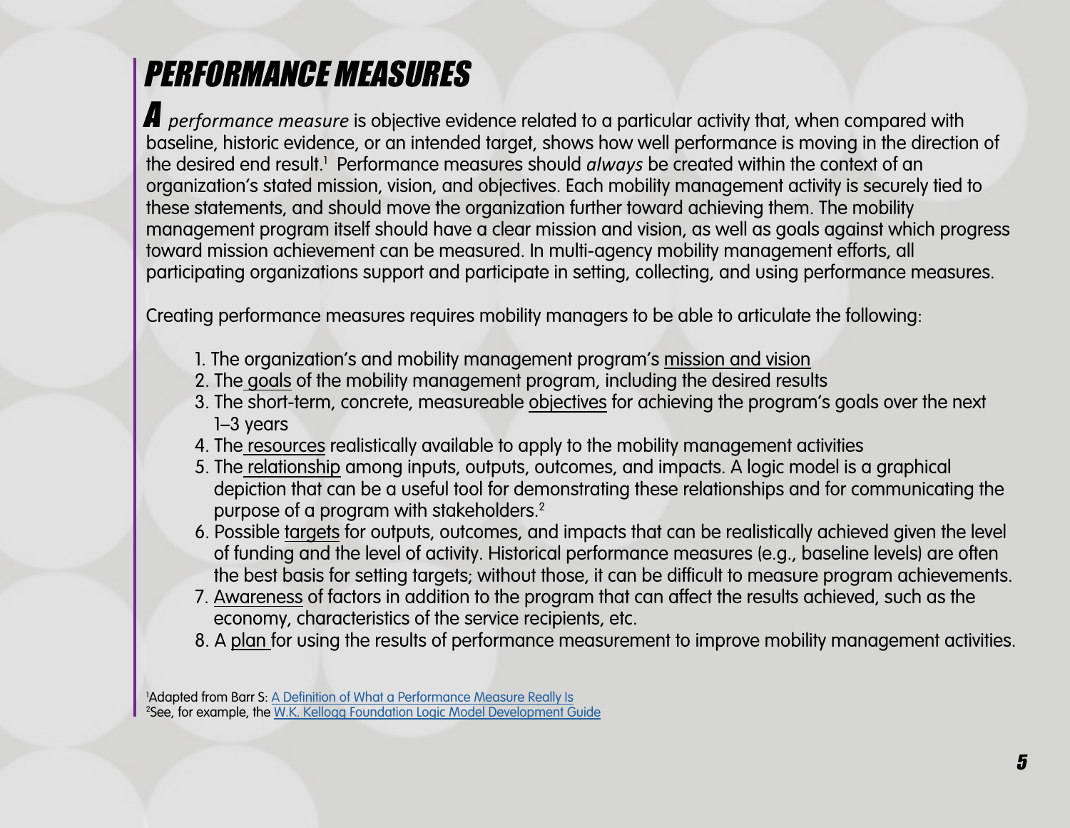# PERFORMANCE MEASURES

A *performance measure* is objective evidence related to a particular activity that, when compared with baseline, historic evidence, or an intended target, shows how well performance is moving in the direction of the desired end result.[1] Performance measures should *always* be created within the context of an organization's stated mission, vision, and objectives. Each mobility management activity is securely tied to these statements, and should move the organization further toward achieving them. The mobility management program itself should have a clear mission and vision, as well as goals against which progress toward mission achievement can be measured. In multi-agency mobility management efforts, all participating organizations support and participate in setting, collecting, and using performance measures.

Creating performance measures requires mobility managers to be able to articulate the following:

1. The organization's and mobility management program's <u>mission and vision</u>
2. The <u>goals</u> of the mobility management program, including the desired results
3. The short-term, concrete, measureable <u>objectives</u> for achieving the program's goals over the next 1–3 years
4. The <u>resources</u> realistically available to apply to the mobility management activities
5. The <u>relationship</u> among inputs, outputs, outcomes, and impacts. A logic model is a graphical depiction that can be a useful tool for demonstrating these relationships and for communicating the purpose of a program with stakeholders.[2]
6. Possible <u>targets</u> for outputs, outcomes, and impacts that can be realistically achieved given the level of funding and the level of activity. Historical performance measures (e.g., baseline levels) are often the best basis for setting targets; without those, it can be difficult to measure program achievements.
7. <u>Awareness</u> of factors in addition to the program that can affect the results achieved, such as the economy, characteristics of the service recipients, etc.
8. A <u>plan</u> for using the results of performance measurement to improve mobility management activities.

[1]Adapted from Barr S: A Definition of What a Performance Measure Really Is
[2]See, for example, the W.K. Kellogg Foundation Logic Model Development Guide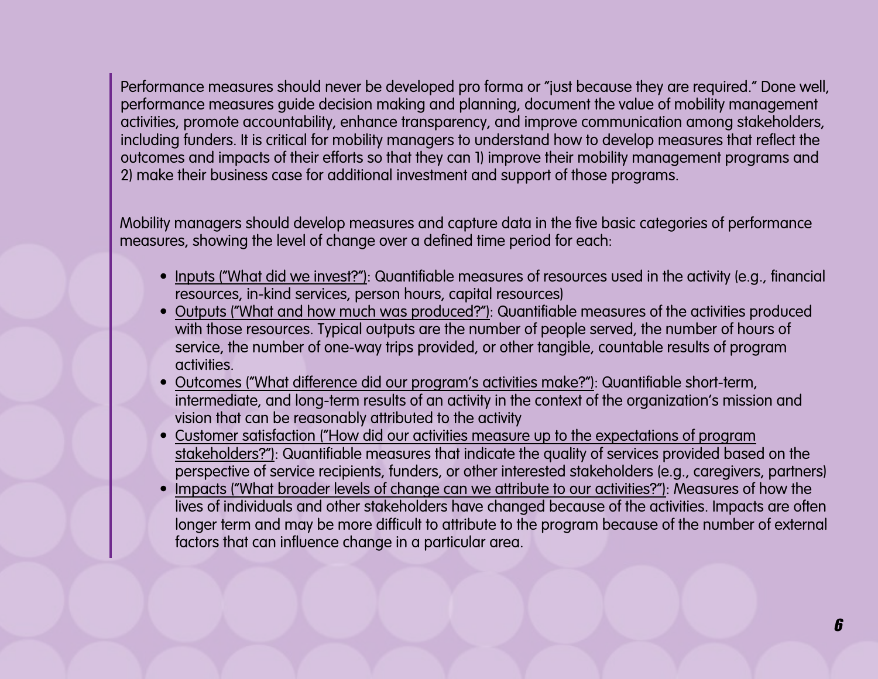Performance measures should never be developed pro forma or "just because they are required." Done well, performance measures guide decision making and planning, document the value of mobility management activities, promote accountability, enhance transparency, and improve communication among stakeholders, including funders. It is critical for mobility managers to understand how to develop measures that reflect the outcomes and impacts of their efforts so that they can 1) improve their mobility management programs and 2) make their business case for additional investment and support of those programs.

Mobility managers should develop measures and capture data in the five basic categories of performance measures, showing the level of change over a defined time period for each:

- Inputs ("What did we invest?"): Quantifiable measures of resources used in the activity (e.g., financial resources, in-kind services, person hours, capital resources)
- Outputs ("What and how much was produced?"): Quantifiable measures of the activities produced with those resources. Typical outputs are the number of people served, the number of hours of service, the number of one-way trips provided, or other tangible, countable results of program activities.
- Outcomes ("What difference did our program's activities make?"): Quantifiable short-term, intermediate, and long-term results of an activity in the context of the organization's mission and vision that can be reasonably attributed to the activity
- Customer satisfaction ("How did our activities measure up to the expectations of program stakeholders?"): Quantifiable measures that indicate the quality of services provided based on the perspective of service recipients, funders, or other interested stakeholders (e.g., caregivers, partners)
- Impacts ("What broader levels of change can we attribute to our activities?"): Measures of how the lives of individuals and other stakeholders have changed because of the activities. Impacts are often longer term and may be more difficult to attribute to the program because of the number of external factors that can influence change in a particular area.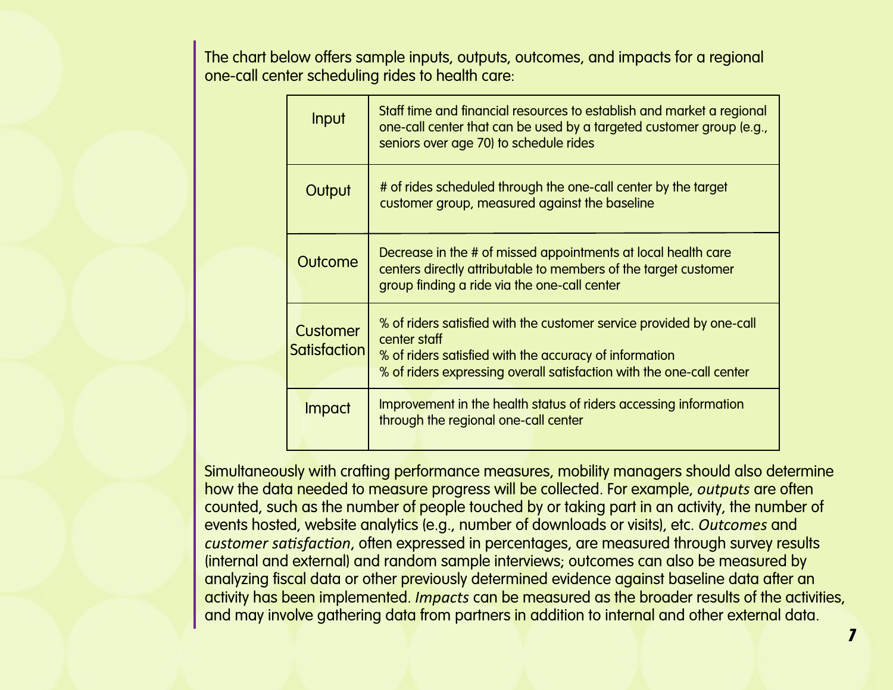The chart below offers sample inputs, outputs, outcomes, and impacts for a regional one-call center scheduling rides to health care:

| | |
|---|---|
| Input | Staff time and financial resources to establish and market a regional one-call center that can be used by a targeted customer group (e.g., seniors over age 70) to schedule rides |
| Output | # of rides scheduled through the one-call center by the target customer group, measured against the baseline |
| Outcome | Decrease in the # of missed appointments at local health care centers directly attributable to members of the target customer group finding a ride via the one-call center |
| Customer Satisfaction | % of riders satisfied with the customer service provided by one-call center staff<br>% of riders satisfied with the accuracy of information<br>% of riders expressing overall satisfaction with the one-call center |
| Impact | Improvement in the health status of riders accessing information through the regional one-call center |

Simultaneously with crafting performance measures, mobility managers should also determine how the data needed to measure progress will be collected. For example, *outputs* are often counted, such as the number of people touched by or taking part in an activity, the number of events hosted, website analytics (e.g., number of downloads or visits), etc. *Outcomes* and *customer satisfaction*, often expressed in percentages, are measured through survey results (internal and external) and random sample interviews; outcomes can also be measured by analyzing fiscal data or other previously determined evidence against baseline data after an activity has been implemented. *Impacts* can be measured as the broader results of the activities, and may involve gathering data from partners in addition to internal and other external data.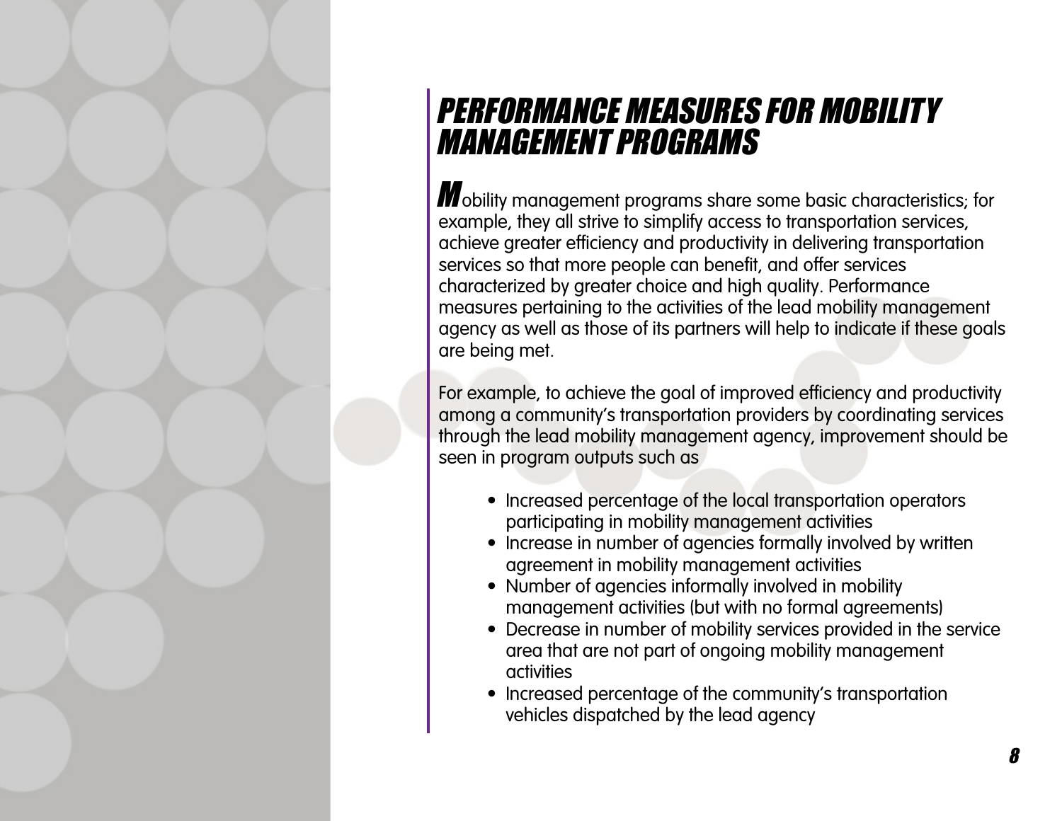# PERFORMANCE MEASURES FOR MOBILITY MANAGEMENT PROGRAMS

Mobility management programs share some basic characteristics; for example, they all strive to simplify access to transportation services, achieve greater efficiency and productivity in delivering transportation services so that more people can benefit, and offer services characterized by greater choice and high quality. Performance measures pertaining to the activities of the lead mobility management agency as well as those of its partners will help to indicate if these goals are being met.

For example, to achieve the goal of improved efficiency and productivity among a community's transportation providers by coordinating services through the lead mobility management agency, improvement should be seen in program outputs such as

- Increased percentage of the local transportation operators participating in mobility management activities
- Increase in number of agencies formally involved by written agreement in mobility management activities
- Number of agencies informally involved in mobility management activities (but with no formal agreements)
- Decrease in number of mobility services provided in the service area that are not part of ongoing mobility management activities
- Increased percentage of the community's transportation vehicles dispatched by the lead agency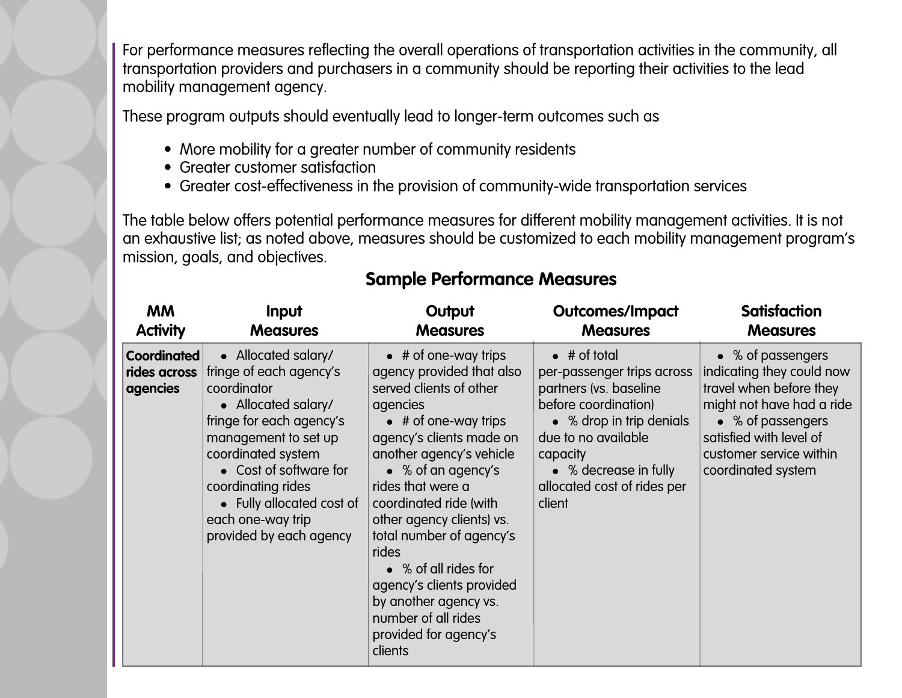For performance measures reflecting the overall operations of transportation activities in the community, all transportation providers and purchasers in a community should be reporting their activities to the lead mobility management agency.

These program outputs should eventually lead to longer-term outcomes such as

- More mobility for a greater number of community residents
- Greater customer satisfaction
- Greater cost-effectiveness in the provision of community-wide transportation services

The table below offers potential performance measures for different mobility management activities. It is not an exhaustive list; as noted above, measures should be customized to each mobility management program's mission, goals, and objectives.

## Sample Performance Measures

| MM Activity | Input Measures | Output Measures | Outcomes/Impact Measures | Satisfaction Measures |
|---|---|---|---|---|
| **Coordinated rides across agencies** | • Allocated salary/fringe of each agency's coordinator<br>• Allocated salary/fringe for each agency's management to set up coordinated system<br>• Cost of software for coordinating rides<br>• Fully allocated cost of each one-way trip provided by each agency | • # of one-way trips agency provided that also served clients of other agencies<br>• # of one-way trips agency's clients made on another agency's vehicle<br>• % of an agency's rides that were a coordinated ride (with other agency clients) vs. total number of agency's rides<br>• % of all rides for agency's clients provided by another agency vs. number of all rides provided for agency's clients | • # of total per-passenger trips across partners (vs. baseline before coordination)<br>• % drop in trip denials due to no available capacity<br>• % decrease in fully allocated cost of rides per client | • % of passengers indicating they could now travel when before they might not have had a ride<br>• % of passengers satisfied with level of customer service within coordinated system |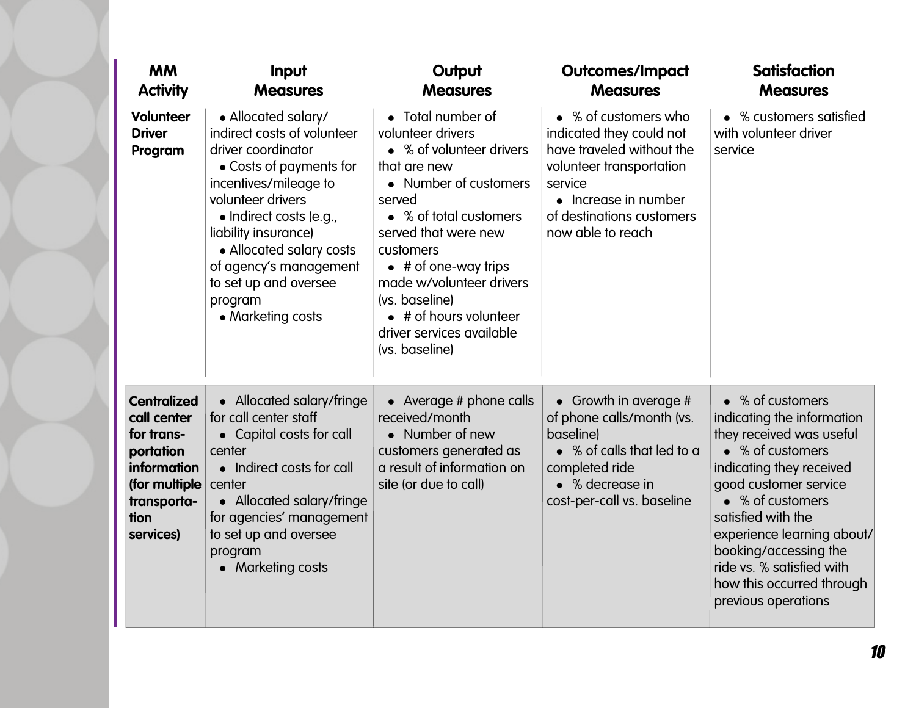| MM Activity | Input Measures | Output Measures | Outcomes/Impact Measures | Satisfaction Measures |
|---|---|---|---|---|
| **Volunteer Driver Program** | • Allocated salary/ indirect costs of volunteer driver coordinator<br>• Costs of payments for incentives/mileage to volunteer drivers<br>• Indirect costs (e.g., liability insurance)<br>• Allocated salary costs of agency's management to set up and oversee program<br>• Marketing costs | • Total number of volunteer drivers<br>• % of volunteer drivers that are new<br>• Number of customers served<br>• % of total customers served that were new customers<br>• # of one-way trips made w/volunteer drivers (vs. baseline)<br>• # of hours volunteer driver services available (vs. baseline) | • % of customers who indicated they could not have traveled without the volunteer transportation service<br>• Increase in number of destinations customers now able to reach | • % customers satisfied with volunteer driver service |
| **Centralized call center for transportation information (for multiple transportation services)** | • Allocated salary/fringe for call center staff<br>• Capital costs for call center<br>• Indirect costs for call center<br>• Allocated salary/fringe for agencies' management to set up and oversee program<br>• Marketing costs | • Average # phone calls received/month<br>• Number of new customers generated as a result of information on site (or due to call) | • Growth in average # of phone calls/month (vs. baseline)<br>• % of calls that led to a completed ride<br>• % decrease in cost-per-call vs. baseline | • % of customers indicating the information they received was useful<br>• % of customers indicating they received good customer service<br>• % of customers satisfied with the experience learning about/ booking/accessing the ride vs. % satisfied with how this occurred through previous operations |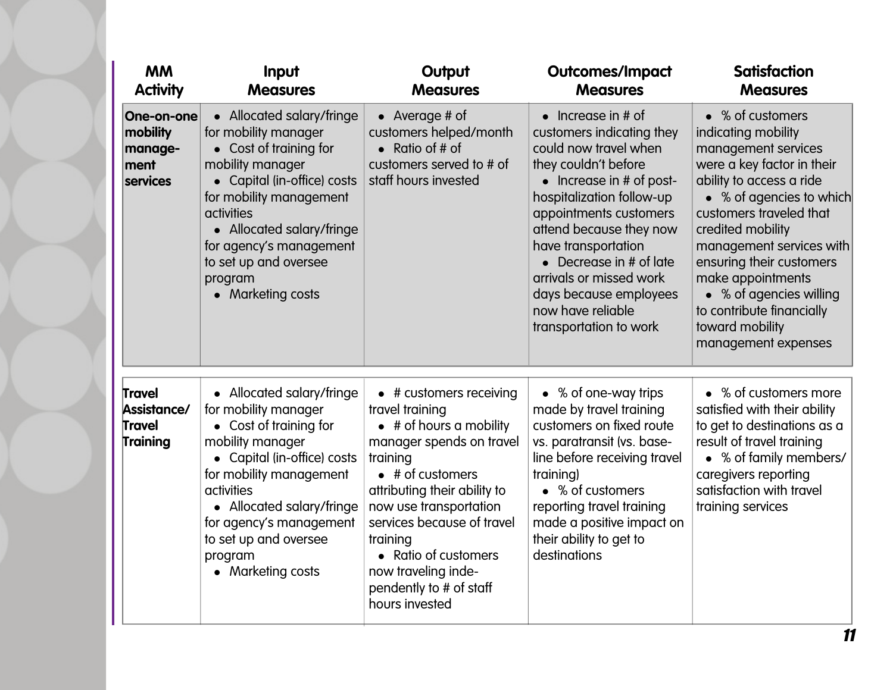| MM Activity | Input Measures | Output Measures | Outcomes/Impact Measures | Satisfaction Measures |
|---|---|---|---|---|
| **One-on-one mobility manage-ment services** | • Allocated salary/fringe for mobility manager<br>• Cost of training for mobility manager<br>• Capital (in-office) costs for mobility management activities<br>• Allocated salary/fringe for agency's management to set up and oversee program<br>• Marketing costs | • Average # of customers helped/month<br>• Ratio of # of customers served to # of staff hours invested | • Increase in # of customers indicating they could now travel when they couldn't before<br>• Increase in # of post-hospitalization follow-up appointments customers attend because they now have transportation<br>• Decrease in # of late arrivals or missed work days because employees now have reliable transportation to work | • % of customers indicating mobility management services were a key factor in their ability to access a ride<br>• % of agencies to which customers traveled that credited mobility management services with ensuring their customers make appointments<br>• % of agencies willing to contribute financially toward mobility management expenses |
| **Travel Assistance/ Travel Training** | • Allocated salary/fringe for mobility manager<br>• Cost of training for mobility manager<br>• Capital (in-office) costs for mobility management activities<br>• Allocated salary/fringe for agency's management to set up and oversee program<br>• Marketing costs | • # customers receiving travel training<br>• # of hours a mobility manager spends on travel training<br>• # of customers attributing their ability to now use transportation services because of travel training<br>• Ratio of customers now traveling inde-pendently to # of staff hours invested | • % of one-way trips made by travel training customers on fixed route vs. paratransit (vs. base-line before receiving travel training)<br>• % of customers reporting travel training made a positive impact on their ability to get to destinations | • % of customers more satisfied with their ability to get to destinations as a result of travel training<br>• % of family members/ caregivers reporting satisfaction with travel training services |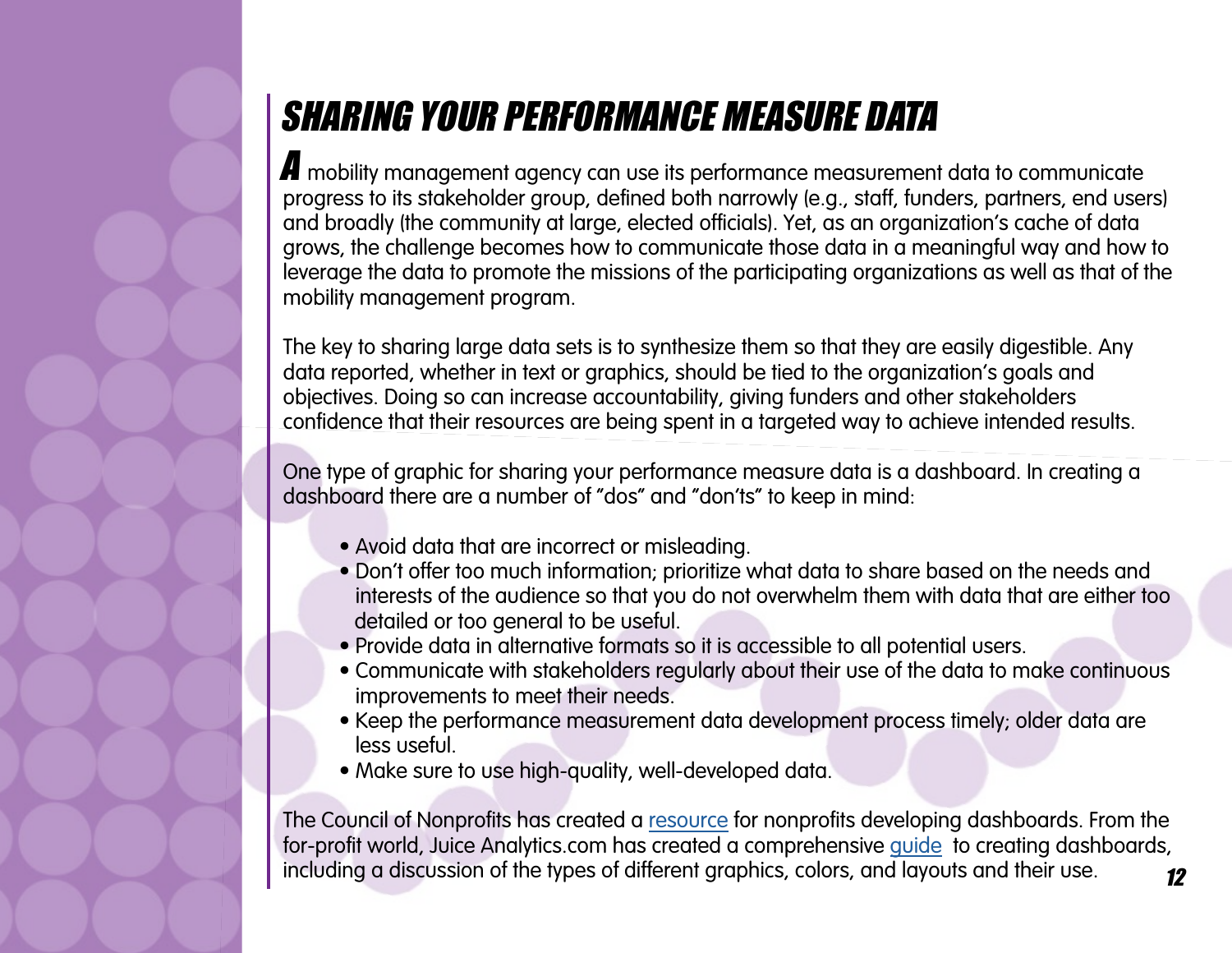# SHARING YOUR PERFORMANCE MEASURE DATA

A mobility management agency can use its performance measurement data to communicate progress to its stakeholder group, defined both narrowly (e.g., staff, funders, partners, end users) and broadly (the community at large, elected officials). Yet, as an organization's cache of data grows, the challenge becomes how to communicate those data in a meaningful way and how to leverage the data to promote the missions of the participating organizations as well as that of the mobility management program.

The key to sharing large data sets is to synthesize them so that they are easily digestible. Any data reported, whether in text or graphics, should be tied to the organization's goals and objectives. Doing so can increase accountability, giving funders and other stakeholders confidence that their resources are being spent in a targeted way to achieve intended results.

One type of graphic for sharing your performance measure data is a dashboard. In creating a dashboard there are a number of "dos" and "don'ts" to keep in mind:

- Avoid data that are incorrect or misleading.
- Don't offer too much information; prioritize what data to share based on the needs and interests of the audience so that you do not overwhelm them with data that are either too detailed or too general to be useful.
- Provide data in alternative formats so it is accessible to all potential users.
- Communicate with stakeholders regularly about their use of the data to make continuous improvements to meet their needs.
- Keep the performance measurement data development process timely; older data are less useful.
- Make sure to use high-quality, well-developed data.

The Council of Nonprofits has created a resource for nonprofits developing dashboards. From the for-profit world, Juice Analytics.com has created a comprehensive guide to creating dashboards, including a discussion of the types of different graphics, colors, and layouts and their use.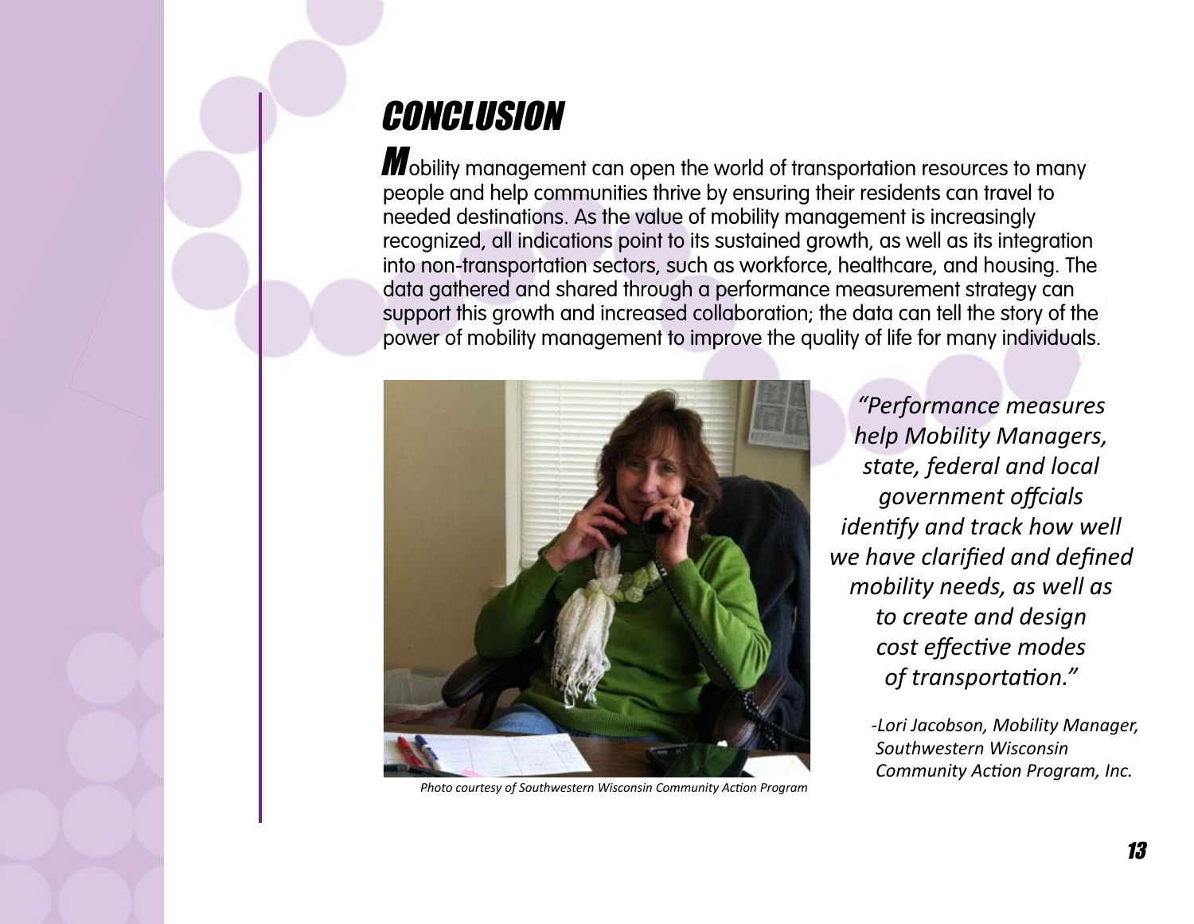# CONCLUSION

Mobility management can open the world of transportation resources to many people and help communities thrive by ensuring their residents can travel to needed destinations. As the value of mobility management is increasingly recognized, all indications point to its sustained growth, as well as its integration into non-transportation sectors, such as workforce, healthcare, and housing. The data gathered and shared through a performance measurement strategy can support this growth and increased collaboration; the data can tell the story of the power of mobility management to improve the quality of life for many individuals.

*Photo courtesy of Southwestern Wisconsin Community Action Program*

*"Performance measures help Mobility Managers, state, federal and local government offcials identify and track how well we have clarified and defined mobility needs, as well as to create and design cost effective modes of transportation."*

*-Lori Jacobson, Mobility Manager, Southwestern Wisconsin Community Action Program, Inc.*